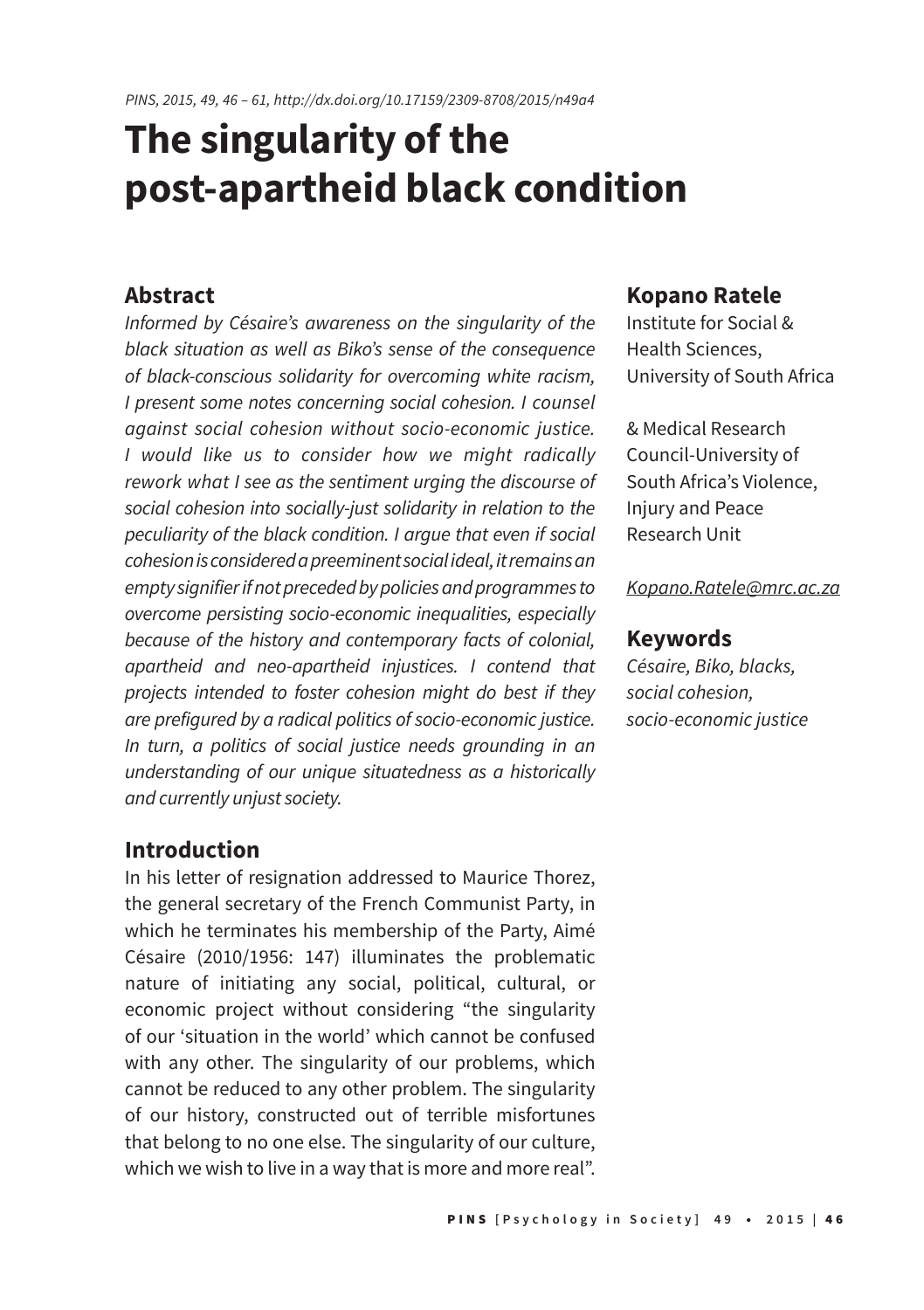# The singularity of the post-apartheid black condition

**Kopano Ratele**
Institute for Social & Health Sciences, University of South Africa

& Medical Research Council-University of South Africa's Violence, Injury and Peace Research Unit

Kopano.Ratele@mrc.ac.za

## Abstract

*Informed by Césaire's awareness on the singularity of the black situation as well as Biko's sense of the consequence of black-conscious solidarity for overcoming white racism, I present some notes concerning social cohesion. I counsel against social cohesion without socio-economic justice. I would like us to consider how we might radically rework what I see as the sentiment urging the discourse of social cohesion into socially-just solidarity in relation to the peculiarity of the black condition. I argue that even if social cohesion is considered a preeminent social ideal, it remains an empty signifier if not preceded by policies and programmes to overcome persisting socio-economic inequalities, especially because of the history and contemporary facts of colonial, apartheid and neo-apartheid injustices. I contend that projects intended to foster cohesion might do best if they are prefigured by a radical politics of socio-economic justice. In turn, a politics of social justice needs grounding in an understanding of our unique situatedness as a historically and currently unjust society.*

## Keywords

*Césaire, Biko, blacks, social cohesion, socio-economic justice*

## Introduction

In his letter of resignation addressed to Maurice Thorez, the general secretary of the French Communist Party, in which he terminates his membership of the Party, Aimé Césaire (2010/1956: 147) illuminates the problematic nature of initiating any social, political, cultural, or economic project without considering "the singularity of our 'situation in the world' which cannot be confused with any other. The singularity of our problems, which cannot be reduced to any other problem. The singularity of our history, constructed out of terrible misfortunes that belong to no one else. The singularity of our culture, which we wish to live in a way that is more and more real".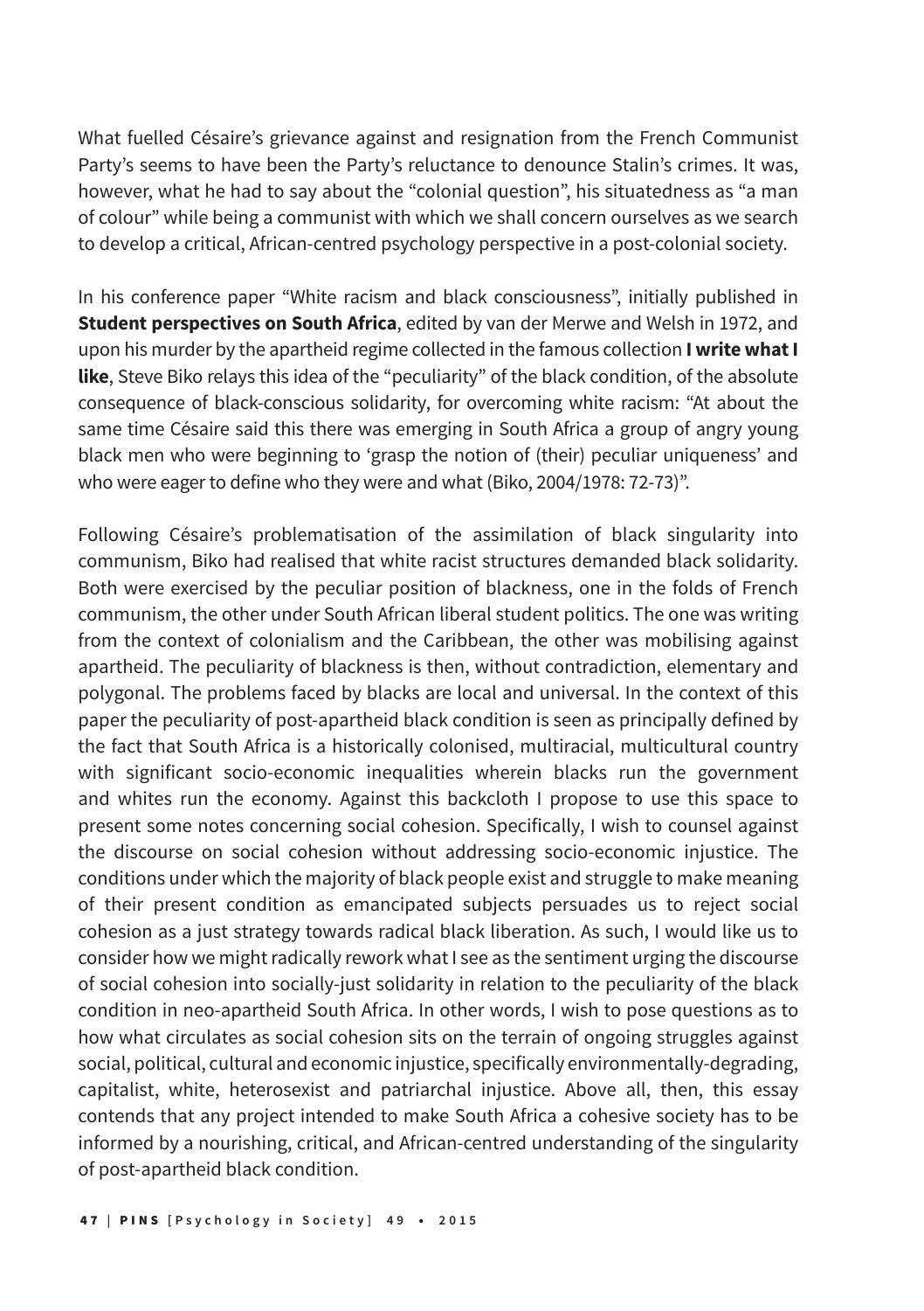What fuelled Césaire's grievance against and resignation from the French Communist Party's seems to have been the Party's reluctance to denounce Stalin's crimes. It was, however, what he had to say about the "colonial question", his situatedness as "a man of colour" while being a communist with which we shall concern ourselves as we search to develop a critical, African-centred psychology perspective in a post-colonial society.

In his conference paper "White racism and black consciousness", initially published in **Student perspectives on South Africa**, edited by van der Merwe and Welsh in 1972, and upon his murder by the apartheid regime collected in the famous collection **I write what I like**, Steve Biko relays this idea of the "peculiarity" of the black condition, of the absolute consequence of black-conscious solidarity, for overcoming white racism: "At about the same time Césaire said this there was emerging in South Africa a group of angry young black men who were beginning to 'grasp the notion of (their) peculiar uniqueness' and who were eager to define who they were and what (Biko, 2004/1978: 72-73)".

Following Césaire's problematisation of the assimilation of black singularity into communism, Biko had realised that white racist structures demanded black solidarity. Both were exercised by the peculiar position of blackness, one in the folds of French communism, the other under South African liberal student politics. The one was writing from the context of colonialism and the Caribbean, the other was mobilising against apartheid. The peculiarity of blackness is then, without contradiction, elementary and polygonal. The problems faced by blacks are local and universal. In the context of this paper the peculiarity of post-apartheid black condition is seen as principally defined by the fact that South Africa is a historically colonised, multiracial, multicultural country with significant socio-economic inequalities wherein blacks run the government and whites run the economy. Against this backcloth I propose to use this space to present some notes concerning social cohesion. Specifically, I wish to counsel against the discourse on social cohesion without addressing socio-economic injustice. The conditions under which the majority of black people exist and struggle to make meaning of their present condition as emancipated subjects persuades us to reject social cohesion as a just strategy towards radical black liberation. As such, I would like us to consider how we might radically rework what I see as the sentiment urging the discourse of social cohesion into socially-just solidarity in relation to the peculiarity of the black condition in neo-apartheid South Africa. In other words, I wish to pose questions as to how what circulates as social cohesion sits on the terrain of ongoing struggles against social, political, cultural and economic injustice, specifically environmentally-degrading, capitalist, white, heterosexist and patriarchal injustice. Above all, then, this essay contends that any project intended to make South Africa a cohesive society has to be informed by a nourishing, critical, and African-centred understanding of the singularity of post-apartheid black condition.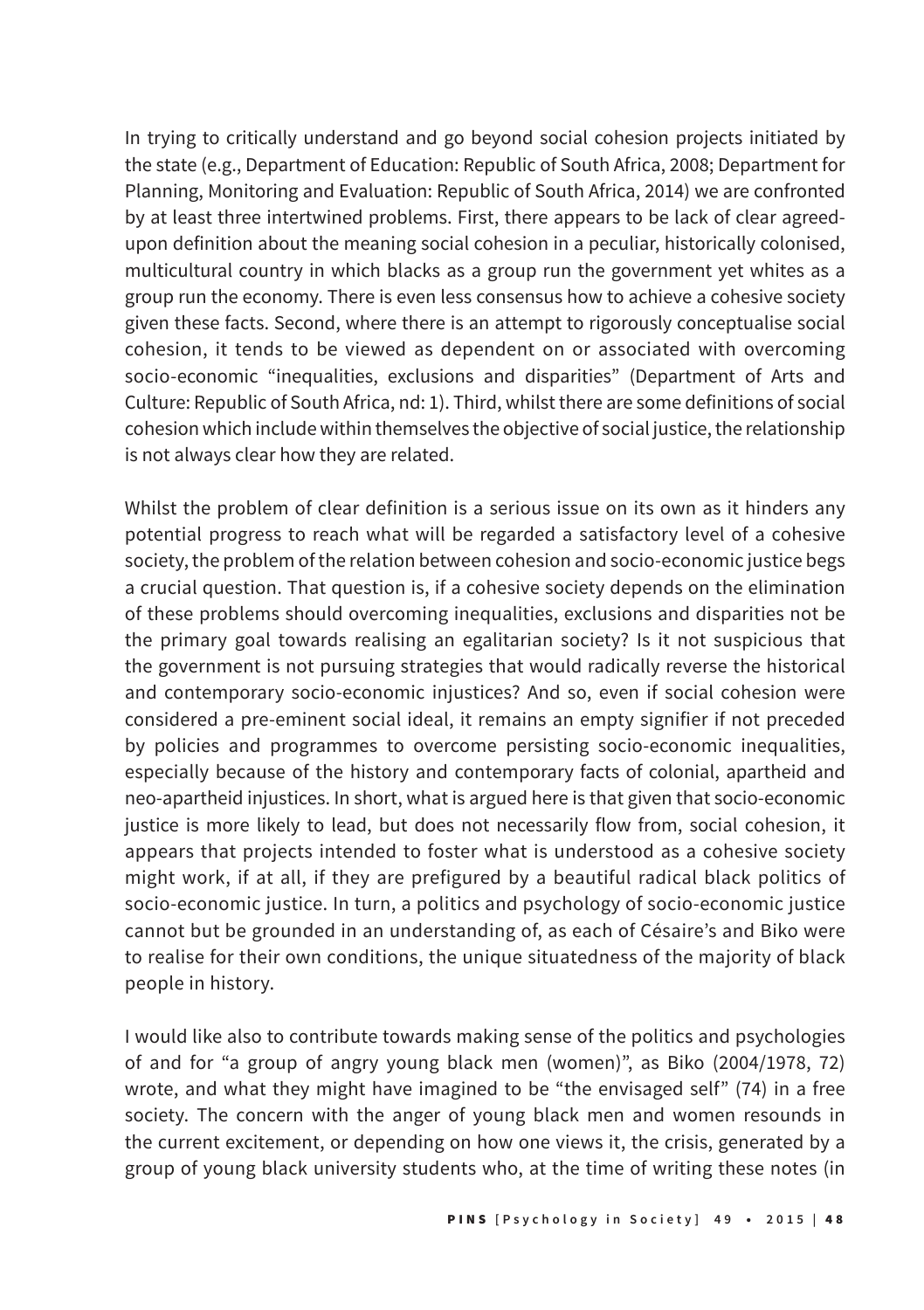In trying to critically understand and go beyond social cohesion projects initiated by the state (e.g., Department of Education: Republic of South Africa, 2008; Department for Planning, Monitoring and Evaluation: Republic of South Africa, 2014) we are confronted by at least three intertwined problems. First, there appears to be lack of clear agreed-upon definition about the meaning social cohesion in a peculiar, historically colonised, multicultural country in which blacks as a group run the government yet whites as a group run the economy. There is even less consensus how to achieve a cohesive society given these facts. Second, where there is an attempt to rigorously conceptualise social cohesion, it tends to be viewed as dependent on or associated with overcoming socio-economic "inequalities, exclusions and disparities" (Department of Arts and Culture: Republic of South Africa, nd: 1). Third, whilst there are some definitions of social cohesion which include within themselves the objective of social justice, the relationship is not always clear how they are related.

Whilst the problem of clear definition is a serious issue on its own as it hinders any potential progress to reach what will be regarded a satisfactory level of a cohesive society, the problem of the relation between cohesion and socio-economic justice begs a crucial question. That question is, if a cohesive society depends on the elimination of these problems should overcoming inequalities, exclusions and disparities not be the primary goal towards realising an egalitarian society? Is it not suspicious that the government is not pursuing strategies that would radically reverse the historical and contemporary socio-economic injustices? And so, even if social cohesion were considered a pre-eminent social ideal, it remains an empty signifier if not preceded by policies and programmes to overcome persisting socio-economic inequalities, especially because of the history and contemporary facts of colonial, apartheid and neo-apartheid injustices. In short, what is argued here is that given that socio-economic justice is more likely to lead, but does not necessarily flow from, social cohesion, it appears that projects intended to foster what is understood as a cohesive society might work, if at all, if they are prefigured by a beautiful radical black politics of socio-economic justice. In turn, a politics and psychology of socio-economic justice cannot but be grounded in an understanding of, as each of Césaire's and Biko were to realise for their own conditions, the unique situatedness of the majority of black people in history.

I would like also to contribute towards making sense of the politics and psychologies of and for "a group of angry young black men (women)", as Biko (2004/1978, 72) wrote, and what they might have imagined to be "the envisaged self" (74) in a free society. The concern with the anger of young black men and women resounds in the current excitement, or depending on how one views it, the crisis, generated by a group of young black university students who, at the time of writing these notes (in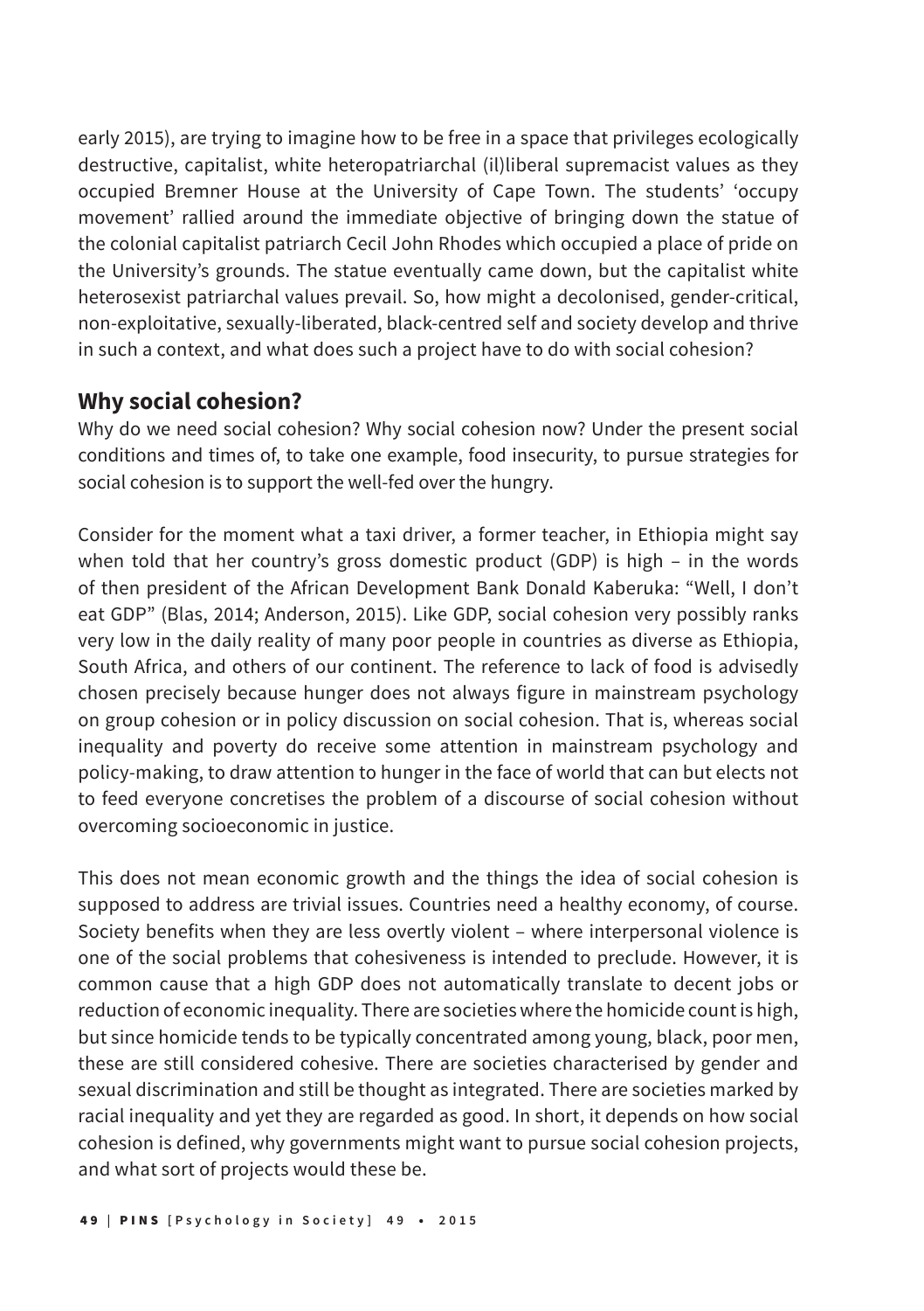early 2015), are trying to imagine how to be free in a space that privileges ecologically destructive, capitalist, white heteropatriarchal (il)liberal supremacist values as they occupied Bremner House at the University of Cape Town. The students' 'occupy movement' rallied around the immediate objective of bringing down the statue of the colonial capitalist patriarch Cecil John Rhodes which occupied a place of pride on the University's grounds. The statue eventually came down, but the capitalist white heterosexist patriarchal values prevail. So, how might a decolonised, gender-critical, non-exploitative, sexually-liberated, black-centred self and society develop and thrive in such a context, and what does such a project have to do with social cohesion?

## Why social cohesion?

Why do we need social cohesion? Why social cohesion now? Under the present social conditions and times of, to take one example, food insecurity, to pursue strategies for social cohesion is to support the well-fed over the hungry.

Consider for the moment what a taxi driver, a former teacher, in Ethiopia might say when told that her country's gross domestic product (GDP) is high – in the words of then president of the African Development Bank Donald Kaberuka: "Well, I don't eat GDP" (Blas, 2014; Anderson, 2015). Like GDP, social cohesion very possibly ranks very low in the daily reality of many poor people in countries as diverse as Ethiopia, South Africa, and others of our continent. The reference to lack of food is advisedly chosen precisely because hunger does not always figure in mainstream psychology on group cohesion or in policy discussion on social cohesion. That is, whereas social inequality and poverty do receive some attention in mainstream psychology and policy-making, to draw attention to hunger in the face of world that can but elects not to feed everyone concretises the problem of a discourse of social cohesion without overcoming socioeconomic in justice.

This does not mean economic growth and the things the idea of social cohesion is supposed to address are trivial issues. Countries need a healthy economy, of course. Society benefits when they are less overtly violent – where interpersonal violence is one of the social problems that cohesiveness is intended to preclude. However, it is common cause that a high GDP does not automatically translate to decent jobs or reduction of economic inequality. There are societies where the homicide count is high, but since homicide tends to be typically concentrated among young, black, poor men, these are still considered cohesive. There are societies characterised by gender and sexual discrimination and still be thought as integrated. There are societies marked by racial inequality and yet they are regarded as good. In short, it depends on how social cohesion is defined, why governments might want to pursue social cohesion projects, and what sort of projects would these be.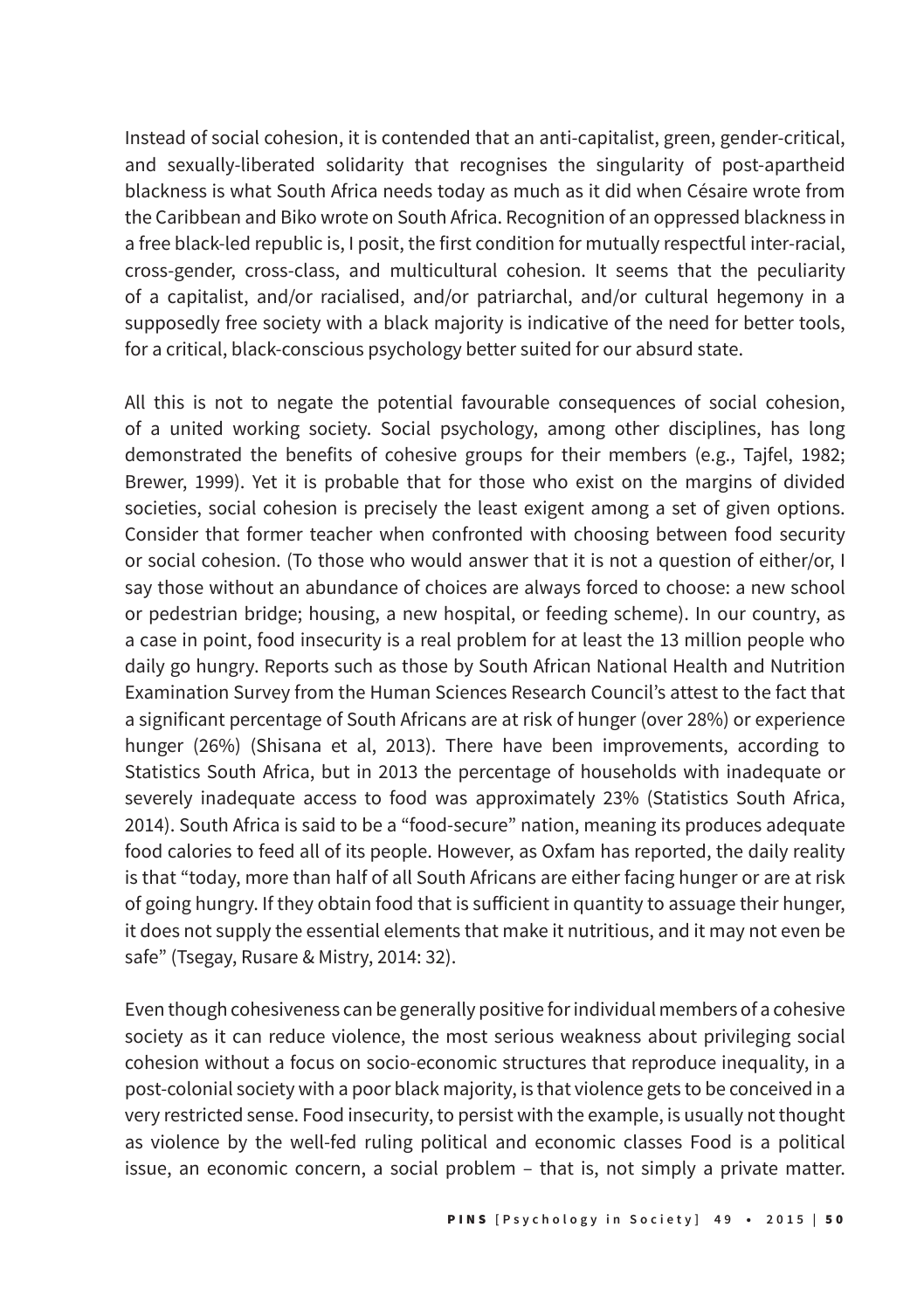Instead of social cohesion, it is contended that an anti-capitalist, green, gender-critical, and sexually-liberated solidarity that recognises the singularity of post-apartheid blackness is what South Africa needs today as much as it did when Césaire wrote from the Caribbean and Biko wrote on South Africa. Recognition of an oppressed blackness in a free black-led republic is, I posit, the first condition for mutually respectful inter-racial, cross-gender, cross-class, and multicultural cohesion. It seems that the peculiarity of a capitalist, and/or racialised, and/or patriarchal, and/or cultural hegemony in a supposedly free society with a black majority is indicative of the need for better tools, for a critical, black-conscious psychology better suited for our absurd state.

All this is not to negate the potential favourable consequences of social cohesion, of a united working society. Social psychology, among other disciplines, has long demonstrated the benefits of cohesive groups for their members (e.g., Tajfel, 1982; Brewer, 1999). Yet it is probable that for those who exist on the margins of divided societies, social cohesion is precisely the least exigent among a set of given options. Consider that former teacher when confronted with choosing between food security or social cohesion. (To those who would answer that it is not a question of either/or, I say those without an abundance of choices are always forced to choose: a new school or pedestrian bridge; housing, a new hospital, or feeding scheme). In our country, as a case in point, food insecurity is a real problem for at least the 13 million people who daily go hungry. Reports such as those by South African National Health and Nutrition Examination Survey from the Human Sciences Research Council's attest to the fact that a significant percentage of South Africans are at risk of hunger (over 28%) or experience hunger (26%) (Shisana et al, 2013). There have been improvements, according to Statistics South Africa, but in 2013 the percentage of households with inadequate or severely inadequate access to food was approximately 23% (Statistics South Africa, 2014). South Africa is said to be a "food-secure" nation, meaning its produces adequate food calories to feed all of its people. However, as Oxfam has reported, the daily reality is that "today, more than half of all South Africans are either facing hunger or are at risk of going hungry. If they obtain food that is sufficient in quantity to assuage their hunger, it does not supply the essential elements that make it nutritious, and it may not even be safe" (Tsegay, Rusare & Mistry, 2014: 32).

Even though cohesiveness can be generally positive for individual members of a cohesive society as it can reduce violence, the most serious weakness about privileging social cohesion without a focus on socio-economic structures that reproduce inequality, in a post-colonial society with a poor black majority, is that violence gets to be conceived in a very restricted sense. Food insecurity, to persist with the example, is usually not thought as violence by the well-fed ruling political and economic classes Food is a political issue, an economic concern, a social problem – that is, not simply a private matter.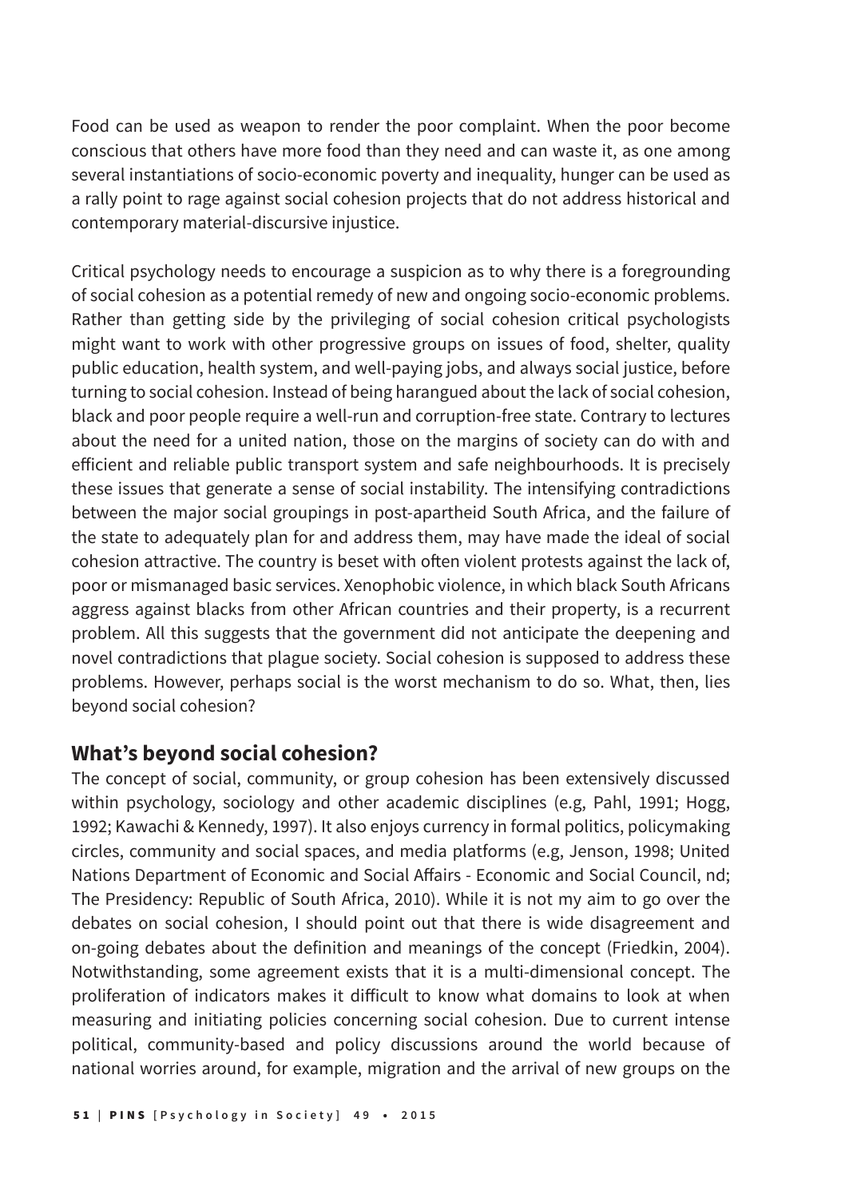Food can be used as weapon to render the poor complaint. When the poor become conscious that others have more food than they need and can waste it, as one among several instantiations of socio-economic poverty and inequality, hunger can be used as a rally point to rage against social cohesion projects that do not address historical and contemporary material-discursive injustice.

Critical psychology needs to encourage a suspicion as to why there is a foregrounding of social cohesion as a potential remedy of new and ongoing socio-economic problems. Rather than getting side by the privileging of social cohesion critical psychologists might want to work with other progressive groups on issues of food, shelter, quality public education, health system, and well-paying jobs, and always social justice, before turning to social cohesion. Instead of being harangued about the lack of social cohesion, black and poor people require a well-run and corruption-free state. Contrary to lectures about the need for a united nation, those on the margins of society can do with and efficient and reliable public transport system and safe neighbourhoods. It is precisely these issues that generate a sense of social instability. The intensifying contradictions between the major social groupings in post-apartheid South Africa, and the failure of the state to adequately plan for and address them, may have made the ideal of social cohesion attractive. The country is beset with often violent protests against the lack of, poor or mismanaged basic services. Xenophobic violence, in which black South Africans aggress against blacks from other African countries and their property, is a recurrent problem. All this suggests that the government did not anticipate the deepening and novel contradictions that plague society. Social cohesion is supposed to address these problems. However, perhaps social is the worst mechanism to do so. What, then, lies beyond social cohesion?

## What's beyond social cohesion?

The concept of social, community, or group cohesion has been extensively discussed within psychology, sociology and other academic disciplines (e.g, Pahl, 1991; Hogg, 1992; Kawachi & Kennedy, 1997). It also enjoys currency in formal politics, policymaking circles, community and social spaces, and media platforms (e.g, Jenson, 1998; United Nations Department of Economic and Social Affairs - Economic and Social Council, nd; The Presidency: Republic of South Africa, 2010). While it is not my aim to go over the debates on social cohesion, I should point out that there is wide disagreement and on-going debates about the definition and meanings of the concept (Friedkin, 2004). Notwithstanding, some agreement exists that it is a multi-dimensional concept. The proliferation of indicators makes it difficult to know what domains to look at when measuring and initiating policies concerning social cohesion. Due to current intense political, community-based and policy discussions around the world because of national worries around, for example, migration and the arrival of new groups on the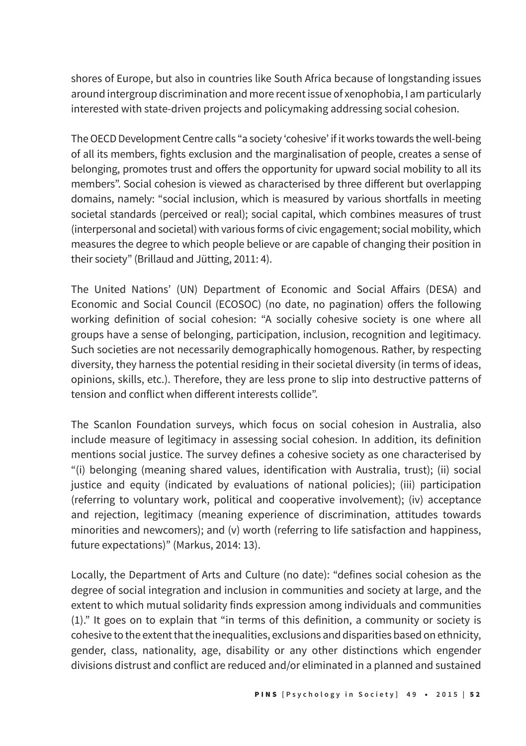shores of Europe, but also in countries like South Africa because of longstanding issues around intergroup discrimination and more recent issue of xenophobia, I am particularly interested with state-driven projects and policymaking addressing social cohesion.

The OECD Development Centre calls "a society 'cohesive' if it works towards the well-being of all its members, fights exclusion and the marginalisation of people, creates a sense of belonging, promotes trust and offers the opportunity for upward social mobility to all its members". Social cohesion is viewed as characterised by three different but overlapping domains, namely: "social inclusion, which is measured by various shortfalls in meeting societal standards (perceived or real); social capital, which combines measures of trust (interpersonal and societal) with various forms of civic engagement; social mobility, which measures the degree to which people believe or are capable of changing their position in their society" (Brillaud and Jütting, 2011: 4).

The United Nations' (UN) Department of Economic and Social Affairs (DESA) and Economic and Social Council (ECOSOC) (no date, no pagination) offers the following working definition of social cohesion: "A socially cohesive society is one where all groups have a sense of belonging, participation, inclusion, recognition and legitimacy. Such societies are not necessarily demographically homogenous. Rather, by respecting diversity, they harness the potential residing in their societal diversity (in terms of ideas, opinions, skills, etc.). Therefore, they are less prone to slip into destructive patterns of tension and conflict when different interests collide".

The Scanlon Foundation surveys, which focus on social cohesion in Australia, also include measure of legitimacy in assessing social cohesion. In addition, its definition mentions social justice. The survey defines a cohesive society as one characterised by "(i) belonging (meaning shared values, identification with Australia, trust); (ii) social justice and equity (indicated by evaluations of national policies); (iii) participation (referring to voluntary work, political and cooperative involvement); (iv) acceptance and rejection, legitimacy (meaning experience of discrimination, attitudes towards minorities and newcomers); and (v) worth (referring to life satisfaction and happiness, future expectations)" (Markus, 2014: 13).

Locally, the Department of Arts and Culture (no date): "defines social cohesion as the degree of social integration and inclusion in communities and society at large, and the extent to which mutual solidarity finds expression among individuals and communities (1)." It goes on to explain that "in terms of this definition, a community or society is cohesive to the extent that the inequalities, exclusions and disparities based on ethnicity, gender, class, nationality, age, disability or any other distinctions which engender divisions distrust and conflict are reduced and/or eliminated in a planned and sustained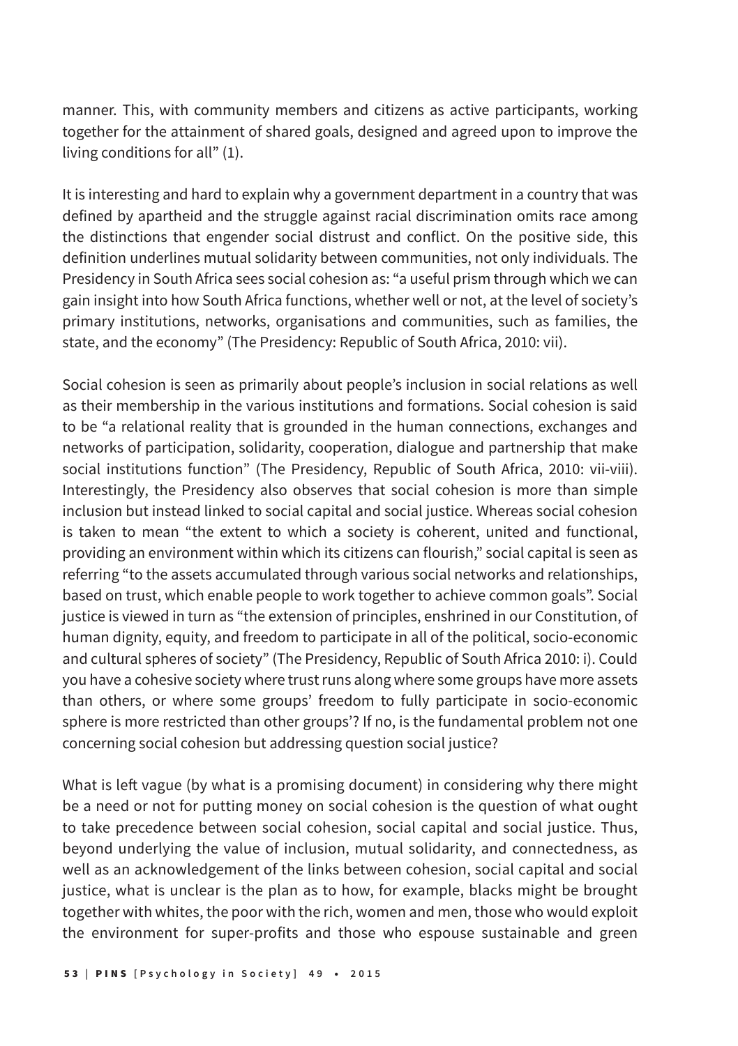manner. This, with community members and citizens as active participants, working together for the attainment of shared goals, designed and agreed upon to improve the living conditions for all" (1).

It is interesting and hard to explain why a government department in a country that was defined by apartheid and the struggle against racial discrimination omits race among the distinctions that engender social distrust and conflict. On the positive side, this definition underlines mutual solidarity between communities, not only individuals. The Presidency in South Africa sees social cohesion as: "a useful prism through which we can gain insight into how South Africa functions, whether well or not, at the level of society's primary institutions, networks, organisations and communities, such as families, the state, and the economy" (The Presidency: Republic of South Africa, 2010: vii).

Social cohesion is seen as primarily about people's inclusion in social relations as well as their membership in the various institutions and formations. Social cohesion is said to be "a relational reality that is grounded in the human connections, exchanges and networks of participation, solidarity, cooperation, dialogue and partnership that make social institutions function" (The Presidency, Republic of South Africa, 2010: vii-viii). Interestingly, the Presidency also observes that social cohesion is more than simple inclusion but instead linked to social capital and social justice. Whereas social cohesion is taken to mean "the extent to which a society is coherent, united and functional, providing an environment within which its citizens can flourish," social capital is seen as referring "to the assets accumulated through various social networks and relationships, based on trust, which enable people to work together to achieve common goals". Social justice is viewed in turn as "the extension of principles, enshrined in our Constitution, of human dignity, equity, and freedom to participate in all of the political, socio-economic and cultural spheres of society" (The Presidency, Republic of South Africa 2010: i). Could you have a cohesive society where trust runs along where some groups have more assets than others, or where some groups' freedom to fully participate in socio-economic sphere is more restricted than other groups'? If no, is the fundamental problem not one concerning social cohesion but addressing question social justice?

What is left vague (by what is a promising document) in considering why there might be a need or not for putting money on social cohesion is the question of what ought to take precedence between social cohesion, social capital and social justice. Thus, beyond underlying the value of inclusion, mutual solidarity, and connectedness, as well as an acknowledgement of the links between cohesion, social capital and social justice, what is unclear is the plan as to how, for example, blacks might be brought together with whites, the poor with the rich, women and men, those who would exploit the environment for super-profits and those who espouse sustainable and green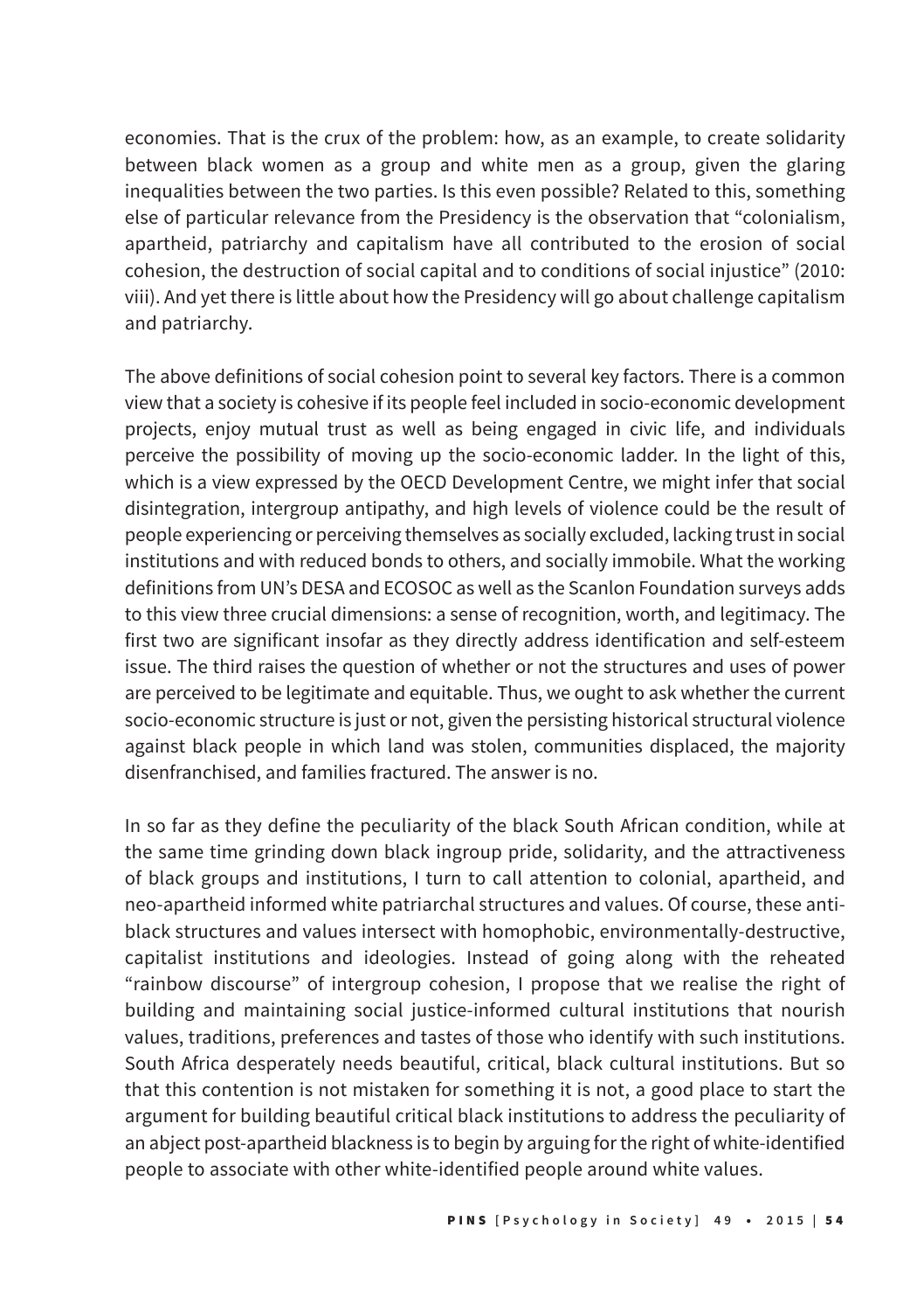economies. That is the crux of the problem: how, as an example, to create solidarity between black women as a group and white men as a group, given the glaring inequalities between the two parties. Is this even possible? Related to this, something else of particular relevance from the Presidency is the observation that "colonialism, apartheid, patriarchy and capitalism have all contributed to the erosion of social cohesion, the destruction of social capital and to conditions of social injustice" (2010: viii). And yet there is little about how the Presidency will go about challenge capitalism and patriarchy.

The above definitions of social cohesion point to several key factors. There is a common view that a society is cohesive if its people feel included in socio-economic development projects, enjoy mutual trust as well as being engaged in civic life, and individuals perceive the possibility of moving up the socio-economic ladder. In the light of this, which is a view expressed by the OECD Development Centre, we might infer that social disintegration, intergroup antipathy, and high levels of violence could be the result of people experiencing or perceiving themselves as socially excluded, lacking trust in social institutions and with reduced bonds to others, and socially immobile. What the working definitions from UN's DESA and ECOSOC as well as the Scanlon Foundation surveys adds to this view three crucial dimensions: a sense of recognition, worth, and legitimacy. The first two are significant insofar as they directly address identification and self-esteem issue. The third raises the question of whether or not the structures and uses of power are perceived to be legitimate and equitable. Thus, we ought to ask whether the current socio-economic structure is just or not, given the persisting historical structural violence against black people in which land was stolen, communities displaced, the majority disenfranchised, and families fractured. The answer is no.

In so far as they define the peculiarity of the black South African condition, while at the same time grinding down black ingroup pride, solidarity, and the attractiveness of black groups and institutions, I turn to call attention to colonial, apartheid, and neo-apartheid informed white patriarchal structures and values. Of course, these anti-black structures and values intersect with homophobic, environmentally-destructive, capitalist institutions and ideologies. Instead of going along with the reheated "rainbow discourse" of intergroup cohesion, I propose that we realise the right of building and maintaining social justice-informed cultural institutions that nourish values, traditions, preferences and tastes of those who identify with such institutions. South Africa desperately needs beautiful, critical, black cultural institutions. But so that this contention is not mistaken for something it is not, a good place to start the argument for building beautiful critical black institutions to address the peculiarity of an abject post-apartheid blackness is to begin by arguing for the right of white-identified people to associate with other white-identified people around white values.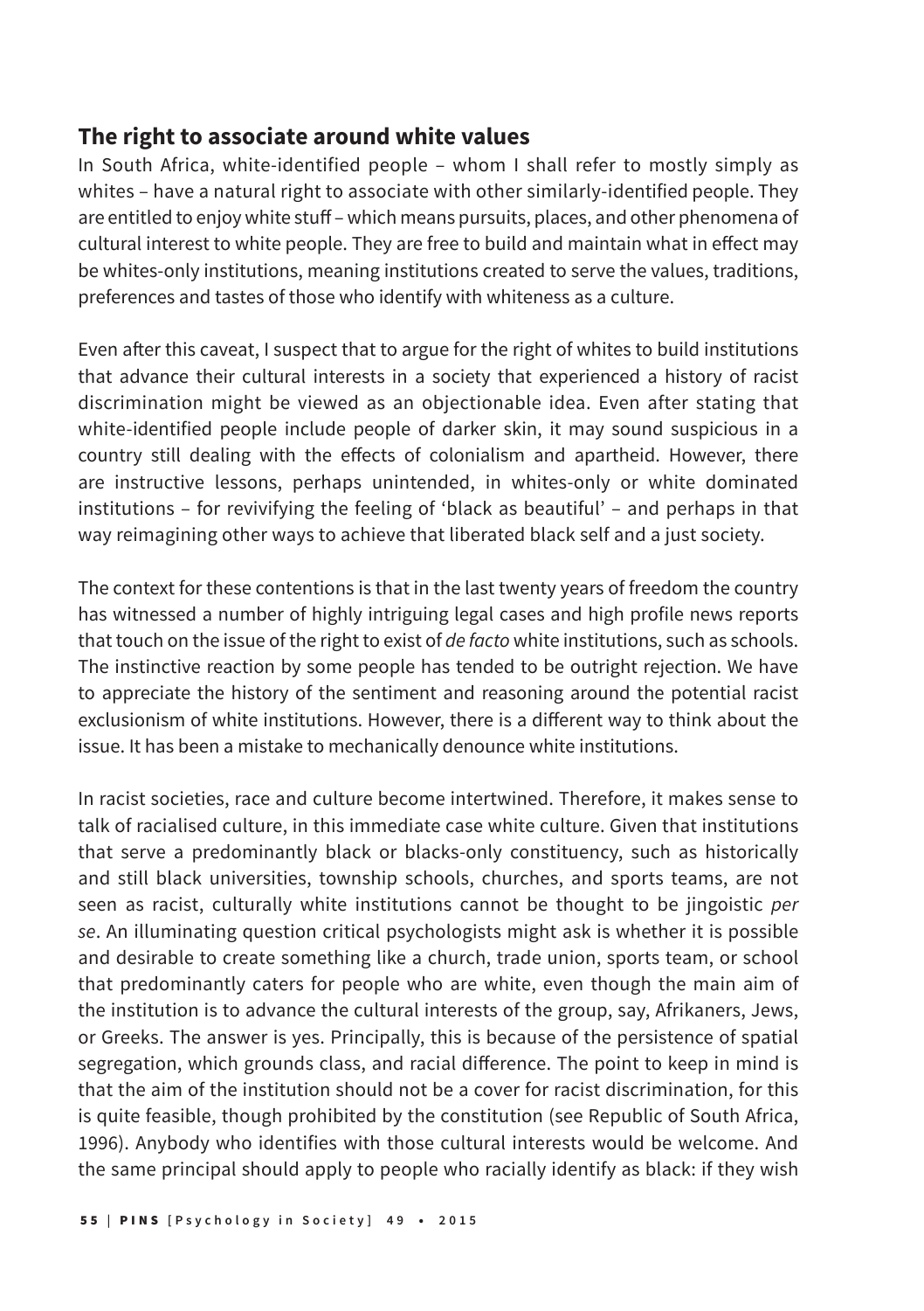## The right to associate around white values

In South Africa, white-identified people – whom I shall refer to mostly simply as whites – have a natural right to associate with other similarly-identified people. They are entitled to enjoy white stuff – which means pursuits, places, and other phenomena of cultural interest to white people. They are free to build and maintain what in effect may be whites-only institutions, meaning institutions created to serve the values, traditions, preferences and tastes of those who identify with whiteness as a culture.

Even after this caveat, I suspect that to argue for the right of whites to build institutions that advance their cultural interests in a society that experienced a history of racist discrimination might be viewed as an objectionable idea. Even after stating that white-identified people include people of darker skin, it may sound suspicious in a country still dealing with the effects of colonialism and apartheid. However, there are instructive lessons, perhaps unintended, in whites-only or white dominated institutions – for revivifying the feeling of 'black as beautiful' – and perhaps in that way reimagining other ways to achieve that liberated black self and a just society.

The context for these contentions is that in the last twenty years of freedom the country has witnessed a number of highly intriguing legal cases and high profile news reports that touch on the issue of the right to exist of *de facto* white institutions, such as schools. The instinctive reaction by some people has tended to be outright rejection. We have to appreciate the history of the sentiment and reasoning around the potential racist exclusionism of white institutions. However, there is a different way to think about the issue. It has been a mistake to mechanically denounce white institutions.

In racist societies, race and culture become intertwined. Therefore, it makes sense to talk of racialised culture, in this immediate case white culture. Given that institutions that serve a predominantly black or blacks-only constituency, such as historically and still black universities, township schools, churches, and sports teams, are not seen as racist, culturally white institutions cannot be thought to be jingoistic *per se*. An illuminating question critical psychologists might ask is whether it is possible and desirable to create something like a church, trade union, sports team, or school that predominantly caters for people who are white, even though the main aim of the institution is to advance the cultural interests of the group, say, Afrikaners, Jews, or Greeks. The answer is yes. Principally, this is because of the persistence of spatial segregation, which grounds class, and racial difference. The point to keep in mind is that the aim of the institution should not be a cover for racist discrimination, for this is quite feasible, though prohibited by the constitution (see Republic of South Africa, 1996). Anybody who identifies with those cultural interests would be welcome. And the same principal should apply to people who racially identify as black: if they wish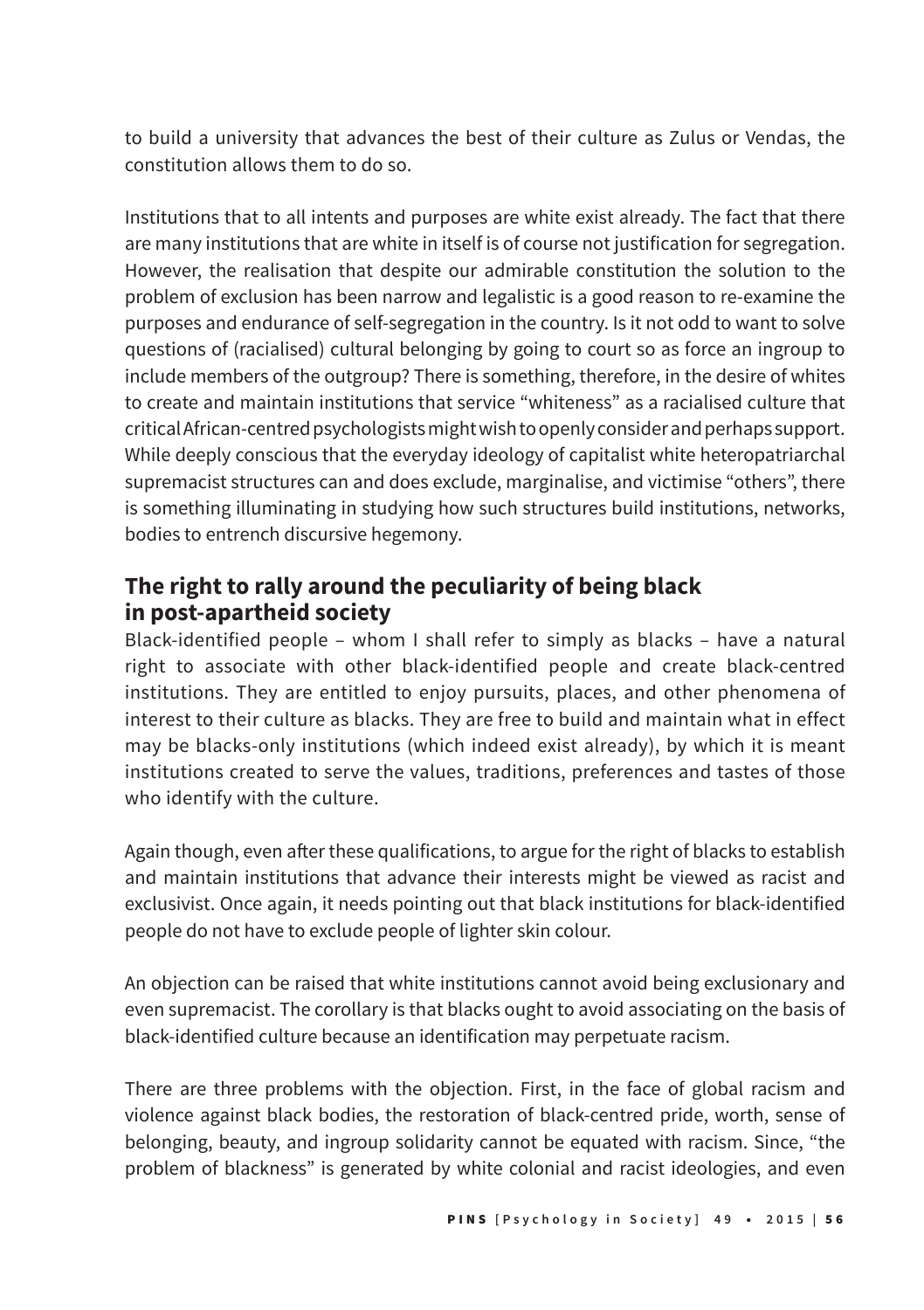to build a university that advances the best of their culture as Zulus or Vendas, the constitution allows them to do so.

Institutions that to all intents and purposes are white exist already. The fact that there are many institutions that are white in itself is of course not justification for segregation. However, the realisation that despite our admirable constitution the solution to the problem of exclusion has been narrow and legalistic is a good reason to re-examine the purposes and endurance of self-segregation in the country. Is it not odd to want to solve questions of (racialised) cultural belonging by going to court so as force an ingroup to include members of the outgroup? There is something, therefore, in the desire of whites to create and maintain institutions that service "whiteness" as a racialised culture that critical African-centred psychologists might wish to openly consider and perhaps support. While deeply conscious that the everyday ideology of capitalist white heteropatriarchal supremacist structures can and does exclude, marginalise, and victimise "others", there is something illuminating in studying how such structures build institutions, networks, bodies to entrench discursive hegemony.

## The right to rally around the peculiarity of being black in post-apartheid society

Black-identified people – whom I shall refer to simply as blacks – have a natural right to associate with other black-identified people and create black-centred institutions. They are entitled to enjoy pursuits, places, and other phenomena of interest to their culture as blacks. They are free to build and maintain what in effect may be blacks-only institutions (which indeed exist already), by which it is meant institutions created to serve the values, traditions, preferences and tastes of those who identify with the culture.

Again though, even after these qualifications, to argue for the right of blacks to establish and maintain institutions that advance their interests might be viewed as racist and exclusivist. Once again, it needs pointing out that black institutions for black-identified people do not have to exclude people of lighter skin colour.

An objection can be raised that white institutions cannot avoid being exclusionary and even supremacist. The corollary is that blacks ought to avoid associating on the basis of black-identified culture because an identification may perpetuate racism.

There are three problems with the objection. First, in the face of global racism and violence against black bodies, the restoration of black-centred pride, worth, sense of belonging, beauty, and ingroup solidarity cannot be equated with racism. Since, "the problem of blackness" is generated by white colonial and racist ideologies, and even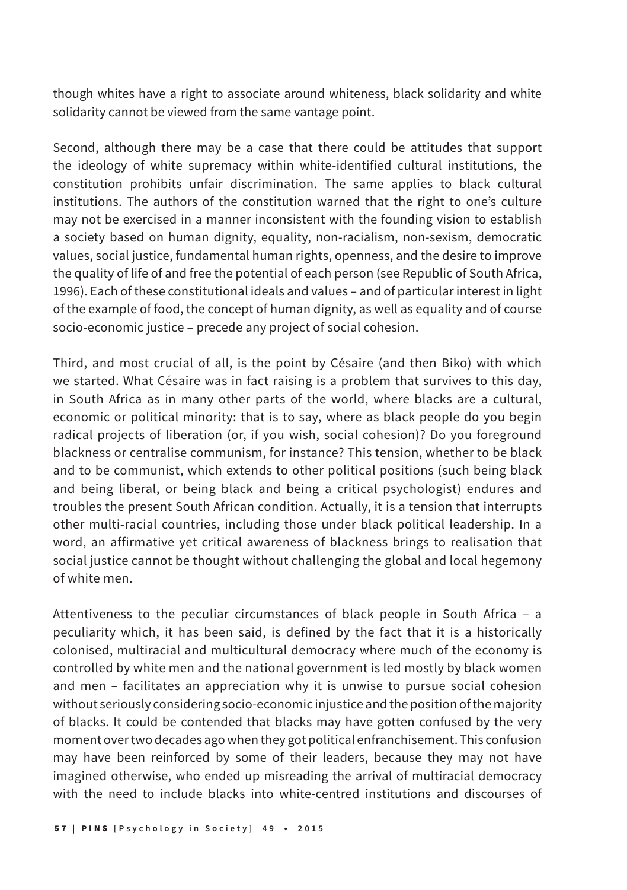though whites have a right to associate around whiteness, black solidarity and white solidarity cannot be viewed from the same vantage point.

Second, although there may be a case that there could be attitudes that support the ideology of white supremacy within white-identified cultural institutions, the constitution prohibits unfair discrimination. The same applies to black cultural institutions. The authors of the constitution warned that the right to one's culture may not be exercised in a manner inconsistent with the founding vision to establish a society based on human dignity, equality, non-racialism, non-sexism, democratic values, social justice, fundamental human rights, openness, and the desire to improve the quality of life of and free the potential of each person (see Republic of South Africa, 1996). Each of these constitutional ideals and values – and of particular interest in light of the example of food, the concept of human dignity, as well as equality and of course socio-economic justice – precede any project of social cohesion.

Third, and most crucial of all, is the point by Césaire (and then Biko) with which we started. What Césaire was in fact raising is a problem that survives to this day, in South Africa as in many other parts of the world, where blacks are a cultural, economic or political minority: that is to say, where as black people do you begin radical projects of liberation (or, if you wish, social cohesion)? Do you foreground blackness or centralise communism, for instance? This tension, whether to be black and to be communist, which extends to other political positions (such being black and being liberal, or being black and being a critical psychologist) endures and troubles the present South African condition. Actually, it is a tension that interrupts other multi-racial countries, including those under black political leadership. In a word, an affirmative yet critical awareness of blackness brings to realisation that social justice cannot be thought without challenging the global and local hegemony of white men.

Attentiveness to the peculiar circumstances of black people in South Africa – a peculiarity which, it has been said, is defined by the fact that it is a historically colonised, multiracial and multicultural democracy where much of the economy is controlled by white men and the national government is led mostly by black women and men – facilitates an appreciation why it is unwise to pursue social cohesion without seriously considering socio-economic injustice and the position of the majority of blacks. It could be contended that blacks may have gotten confused by the very moment over two decades ago when they got political enfranchisement. This confusion may have been reinforced by some of their leaders, because they may not have imagined otherwise, who ended up misreading the arrival of multiracial democracy with the need to include blacks into white-centred institutions and discourses of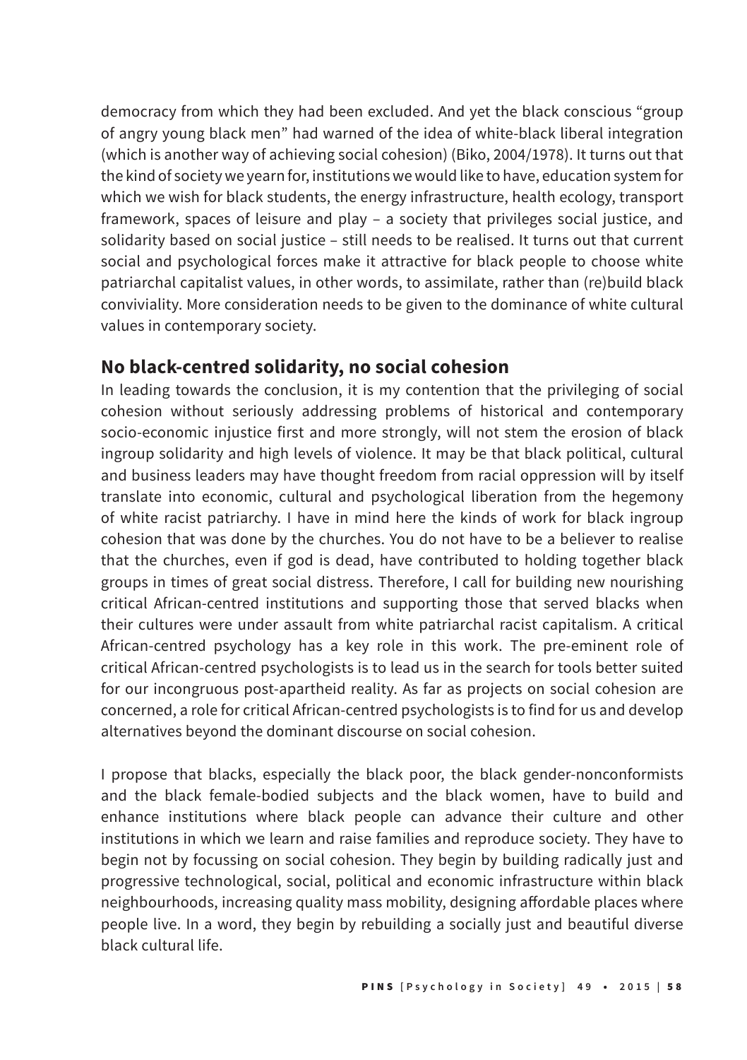democracy from which they had been excluded. And yet the black conscious "group of angry young black men" had warned of the idea of white-black liberal integration (which is another way of achieving social cohesion) (Biko, 2004/1978). It turns out that the kind of society we yearn for, institutions we would like to have, education system for which we wish for black students, the energy infrastructure, health ecology, transport framework, spaces of leisure and play – a society that privileges social justice, and solidarity based on social justice – still needs to be realised. It turns out that current social and psychological forces make it attractive for black people to choose white patriarchal capitalist values, in other words, to assimilate, rather than (re)build black conviviality. More consideration needs to be given to the dominance of white cultural values in contemporary society.

## No black-centred solidarity, no social cohesion

In leading towards the conclusion, it is my contention that the privileging of social cohesion without seriously addressing problems of historical and contemporary socio-economic injustice first and more strongly, will not stem the erosion of black ingroup solidarity and high levels of violence. It may be that black political, cultural and business leaders may have thought freedom from racial oppression will by itself translate into economic, cultural and psychological liberation from the hegemony of white racist patriarchy. I have in mind here the kinds of work for black ingroup cohesion that was done by the churches. You do not have to be a believer to realise that the churches, even if god is dead, have contributed to holding together black groups in times of great social distress. Therefore, I call for building new nourishing critical African-centred institutions and supporting those that served blacks when their cultures were under assault from white patriarchal racist capitalism. A critical African-centred psychology has a key role in this work. The pre-eminent role of critical African-centred psychologists is to lead us in the search for tools better suited for our incongruous post-apartheid reality. As far as projects on social cohesion are concerned, a role for critical African-centred psychologists is to find for us and develop alternatives beyond the dominant discourse on social cohesion.

I propose that blacks, especially the black poor, the black gender-nonconformists and the black female-bodied subjects and the black women, have to build and enhance institutions where black people can advance their culture and other institutions in which we learn and raise families and reproduce society. They have to begin not by focussing on social cohesion. They begin by building radically just and progressive technological, social, political and economic infrastructure within black neighbourhoods, increasing quality mass mobility, designing affordable places where people live. In a word, they begin by rebuilding a socially just and beautiful diverse black cultural life.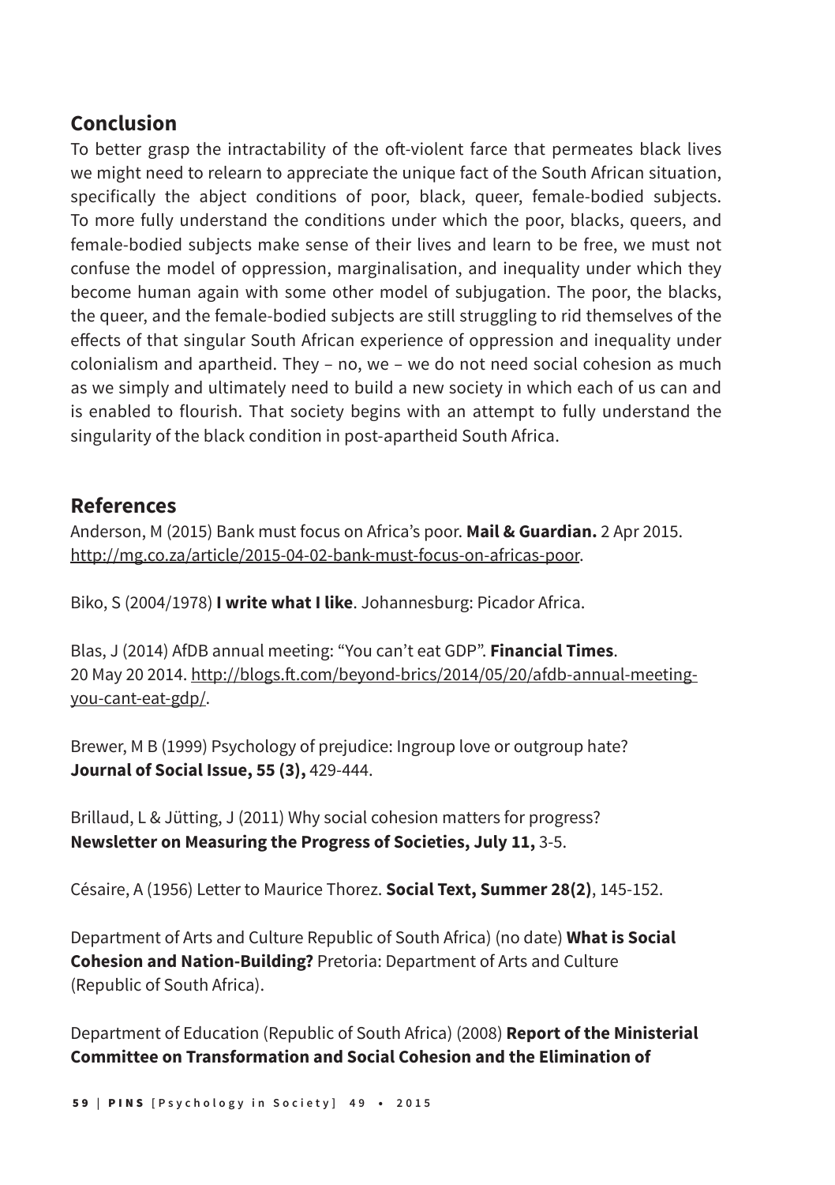## Conclusion

To better grasp the intractability of the oft-violent farce that permeates black lives we might need to relearn to appreciate the unique fact of the South African situation, specifically the abject conditions of poor, black, queer, female-bodied subjects. To more fully understand the conditions under which the poor, blacks, queers, and female-bodied subjects make sense of their lives and learn to be free, we must not confuse the model of oppression, marginalisation, and inequality under which they become human again with some other model of subjugation. The poor, the blacks, the queer, and the female-bodied subjects are still struggling to rid themselves of the effects of that singular South African experience of oppression and inequality under colonialism and apartheid. They – no, we – we do not need social cohesion as much as we simply and ultimately need to build a new society in which each of us can and is enabled to flourish. That society begins with an attempt to fully understand the singularity of the black condition in post-apartheid South Africa.

## References

Anderson, M (2015) Bank must focus on Africa's poor. **Mail & Guardian.** 2 Apr 2015. http://mg.co.za/article/2015-04-02-bank-must-focus-on-africas-poor.

Biko, S (2004/1978) **I write what I like**. Johannesburg: Picador Africa.

Blas, J (2014) AfDB annual meeting: "You can't eat GDP". **Financial Times**. 20 May 20 2014. http://blogs.ft.com/beyond-brics/2014/05/20/afdb-annual-meeting-you-cant-eat-gdp/.

Brewer, M B (1999) Psychology of prejudice: Ingroup love or outgroup hate? **Journal of Social Issue, 55 (3),** 429-444.

Brillaud, L & Jütting, J (2011) Why social cohesion matters for progress? **Newsletter on Measuring the Progress of Societies, July 11,** 3-5.

Césaire, A (1956) Letter to Maurice Thorez. **Social Text, Summer 28(2)**, 145-152.

Department of Arts and Culture Republic of South Africa) (no date) **What is Social Cohesion and Nation-Building?** Pretoria: Department of Arts and Culture (Republic of South Africa).

Department of Education (Republic of South Africa) (2008) **Report of the Ministerial Committee on Transformation and Social Cohesion and the Elimination of**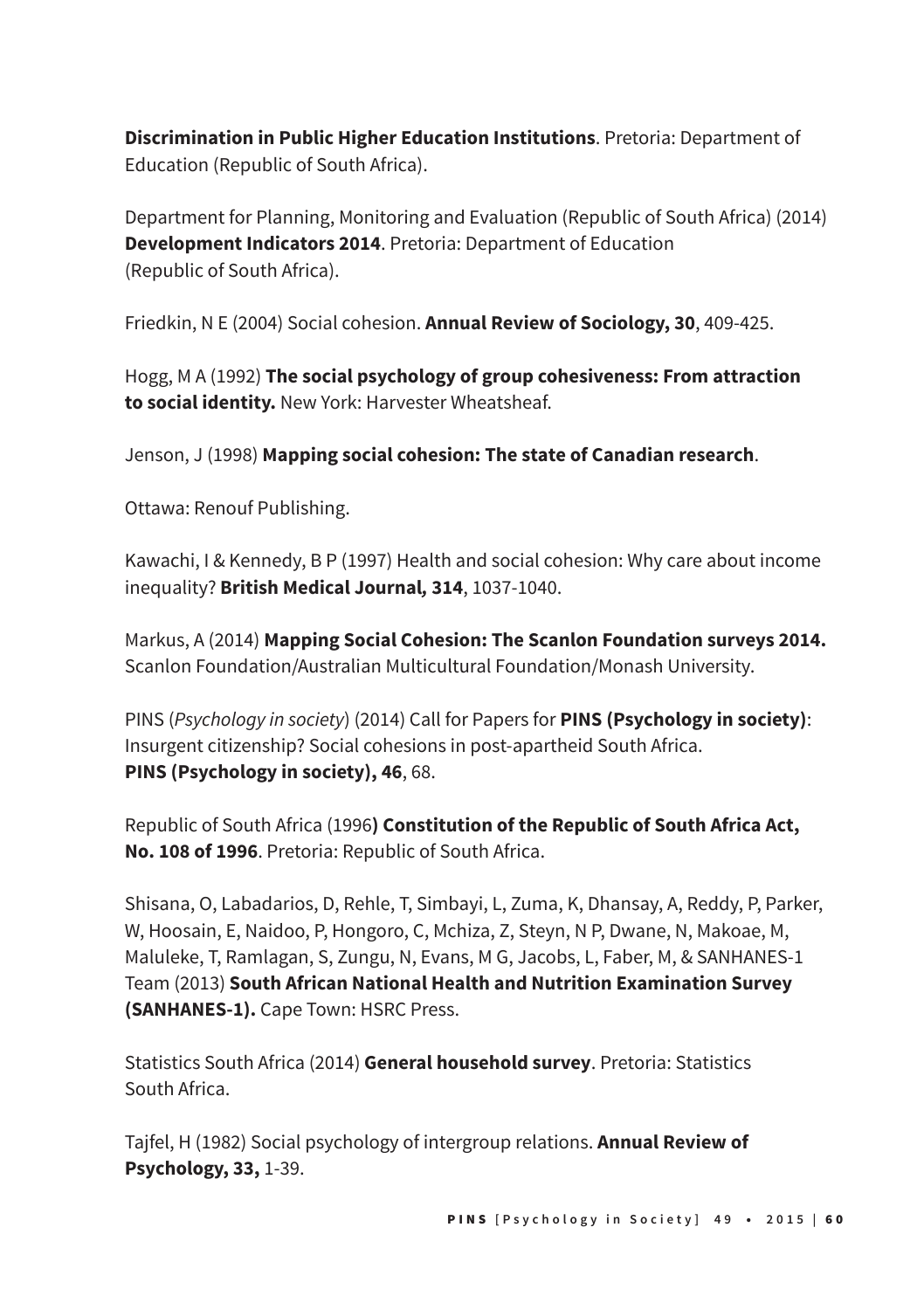**Discrimination in Public Higher Education Institutions**. Pretoria: Department of Education (Republic of South Africa).

Department for Planning, Monitoring and Evaluation (Republic of South Africa) (2014) **Development Indicators 2014**. Pretoria: Department of Education (Republic of South Africa).

Friedkin, N E (2004) Social cohesion. **Annual Review of Sociology, 30**, 409-425.

Hogg, M A (1992) **The social psychology of group cohesiveness: From attraction to social identity.** New York: Harvester Wheatsheaf.

Jenson, J (1998) **Mapping social cohesion: The state of Canadian research**.

Ottawa: Renouf Publishing.

Kawachi, I & Kennedy, B P (1997) Health and social cohesion: Why care about income inequality? **British Medical Journal, 314**, 1037-1040.

Markus, A (2014) **Mapping Social Cohesion: The Scanlon Foundation surveys 2014.** Scanlon Foundation/Australian Multicultural Foundation/Monash University.

PINS (*Psychology in society*) (2014) Call for Papers for **PINS (Psychology in society)**: Insurgent citizenship? Social cohesions in post-apartheid South Africa. **PINS (Psychology in society), 46**, 68.

Republic of South Africa (1996**) Constitution of the Republic of South Africa Act, No. 108 of 1996**. Pretoria: Republic of South Africa.

Shisana, O, Labadarios, D, Rehle, T, Simbayi, L, Zuma, K, Dhansay, A, Reddy, P, Parker, W, Hoosain, E, Naidoo, P, Hongoro, C, Mchiza, Z, Steyn, N P, Dwane, N, Makoae, M, Maluleke, T, Ramlagan, S, Zungu, N, Evans, M G, Jacobs, L, Faber, M, & SANHANES-1 Team (2013) **South African National Health and Nutrition Examination Survey (SANHANES-1).** Cape Town: HSRC Press.

Statistics South Africa (2014) **General household survey**. Pretoria: Statistics South Africa.

Tajfel, H (1982) Social psychology of intergroup relations. **Annual Review of Psychology, 33,** 1-39.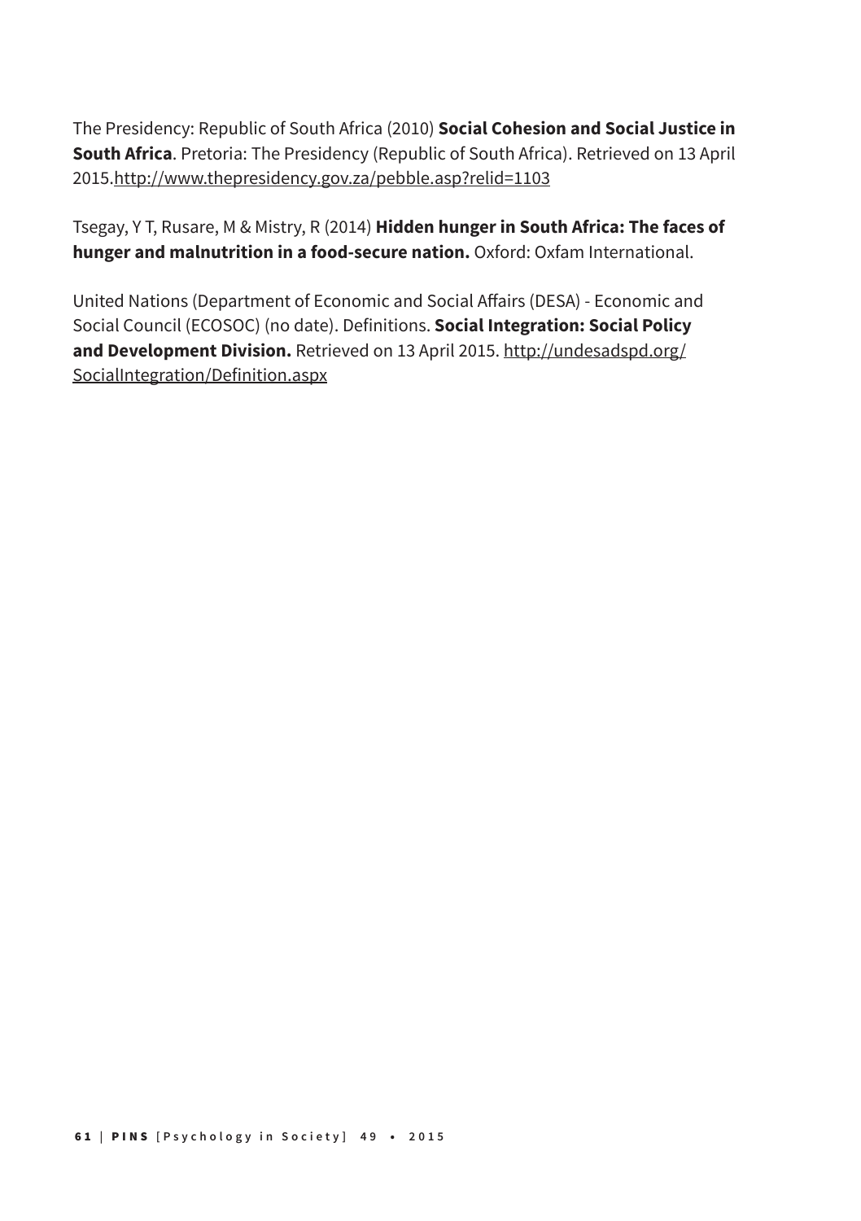The Presidency: Republic of South Africa (2010) **Social Cohesion and Social Justice in South Africa**. Pretoria: The Presidency (Republic of South Africa). Retrieved on 13 April 2015.http://www.thepresidency.gov.za/pebble.asp?relid=1103

Tsegay, Y T, Rusare, M & Mistry, R (2014) **Hidden hunger in South Africa: The faces of hunger and malnutrition in a food-secure nation.** Oxford: Oxfam International.

United Nations (Department of Economic and Social Affairs (DESA) - Economic and Social Council (ECOSOC) (no date). Definitions. **Social Integration: Social Policy and Development Division.** Retrieved on 13 April 2015. http://undesadspd.org/SocialIntegration/Definition.aspx